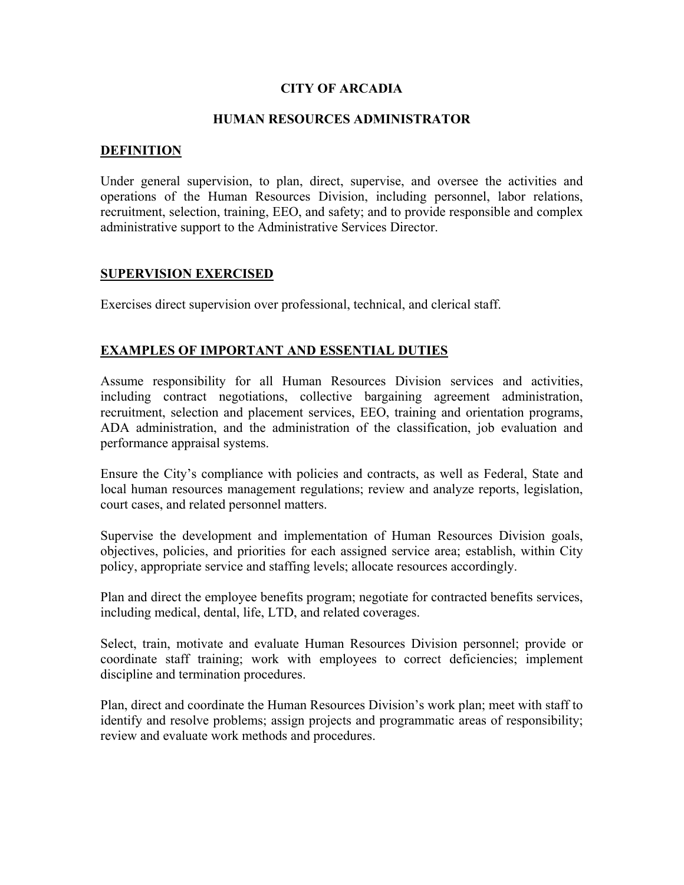# CITY OF ARCADIA

## HUMAN RESOURCES ADMINISTRATOR

### DEFINITION

Under general supervision, to plan, direct, supervise, and oversee the activities and operations of the Human Resources Division, including personnel, labor relations, recruitment, selection, training, EEO, and safety; and to provide responsible and complex administrative support to the Administrative Services Director.

### SUPERVISION EXERCISED

Exercises direct supervision over professional, technical, and clerical staff.

### EXAMPLES OF IMPORTANT AND ESSENTIAL DUTIES

Assume responsibility for all Human Resources Division services and activities, including contract negotiations, collective bargaining agreement administration, recruitment, selection and placement services, EEO, training and orientation programs, ADA administration, and the administration of the classification, job evaluation and performance appraisal systems.

Ensure the City's compliance with policies and contracts, as well as Federal, State and local human resources management regulations; review and analyze reports, legislation, court cases, and related personnel matters.

Supervise the development and implementation of Human Resources Division goals, objectives, policies, and priorities for each assigned service area; establish, within City policy, appropriate service and staffing levels; allocate resources accordingly.

Plan and direct the employee benefits program; negotiate for contracted benefits services, including medical, dental, life, LTD, and related coverages.

Select, train, motivate and evaluate Human Resources Division personnel; provide or coordinate staff training; work with employees to correct deficiencies; implement discipline and termination procedures.

Plan, direct and coordinate the Human Resources Division's work plan; meet with staff to identify and resolve problems; assign projects and programmatic areas of responsibility; review and evaluate work methods and procedures.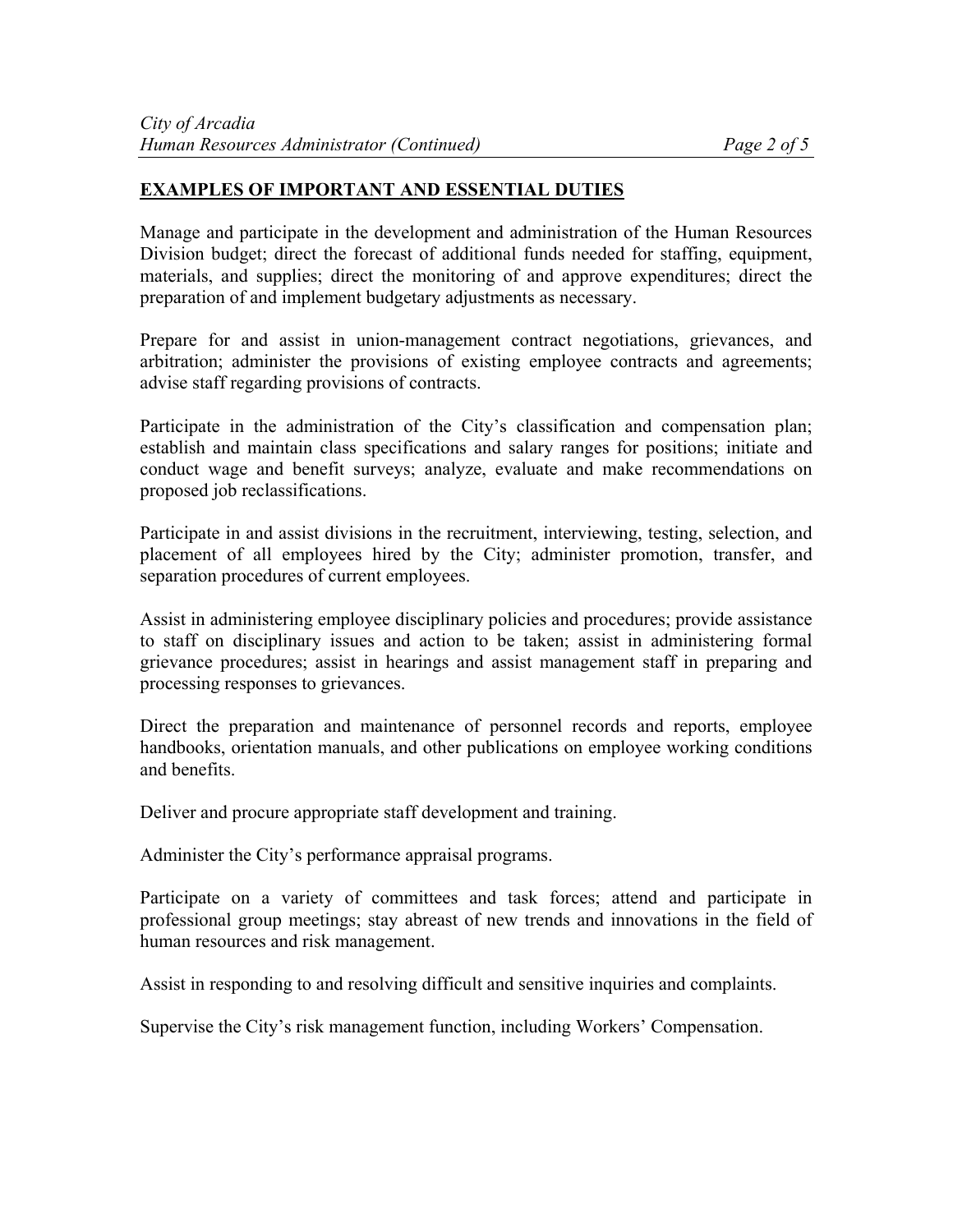## **EXAMPLES OF IMPORTANT AND ESSENTIAL DUTIES**

Manage and participate in the development and administration of the Human Resources Division budget; direct the forecast of additional funds needed for staffing, equipment, materials, and supplies; direct the monitoring of and approve expenditures; direct the preparation of and implement budgetary adjustments as necessary.

Prepare for and assist in union-management contract negotiations, grievances, and arbitration; administer the provisions of existing employee contracts and agreements; advise staff regarding provisions of contracts.

Participate in the administration of the City's classification and compensation plan; establish and maintain class specifications and salary ranges for positions; initiate and conduct wage and benefit surveys; analyze, evaluate and make recommendations on proposed job reclassifications.

Participate in and assist divisions in the recruitment, interviewing, testing, selection, and placement of all employees hired by the City; administer promotion, transfer, and separation procedures of current employees.

Assist in administering employee disciplinary policies and procedures; provide assistance to staff on disciplinary issues and action to be taken; assist in administering formal grievance procedures; assist in hearings and assist management staff in preparing and processing responses to grievances.

Direct the preparation and maintenance of personnel records and reports, employee handbooks, orientation manuals, and other publications on employee working conditions and benefits.

Deliver and procure appropriate staff development and training.

Administer the City's performance appraisal programs.

Participate on a variety of committees and task forces; attend and participate in professional group meetings; stay abreast of new trends and innovations in the field of human resources and risk management.

Assist in responding to and resolving difficult and sensitive inquiries and complaints.

Supervise the City's risk management function, including Workers' Compensation.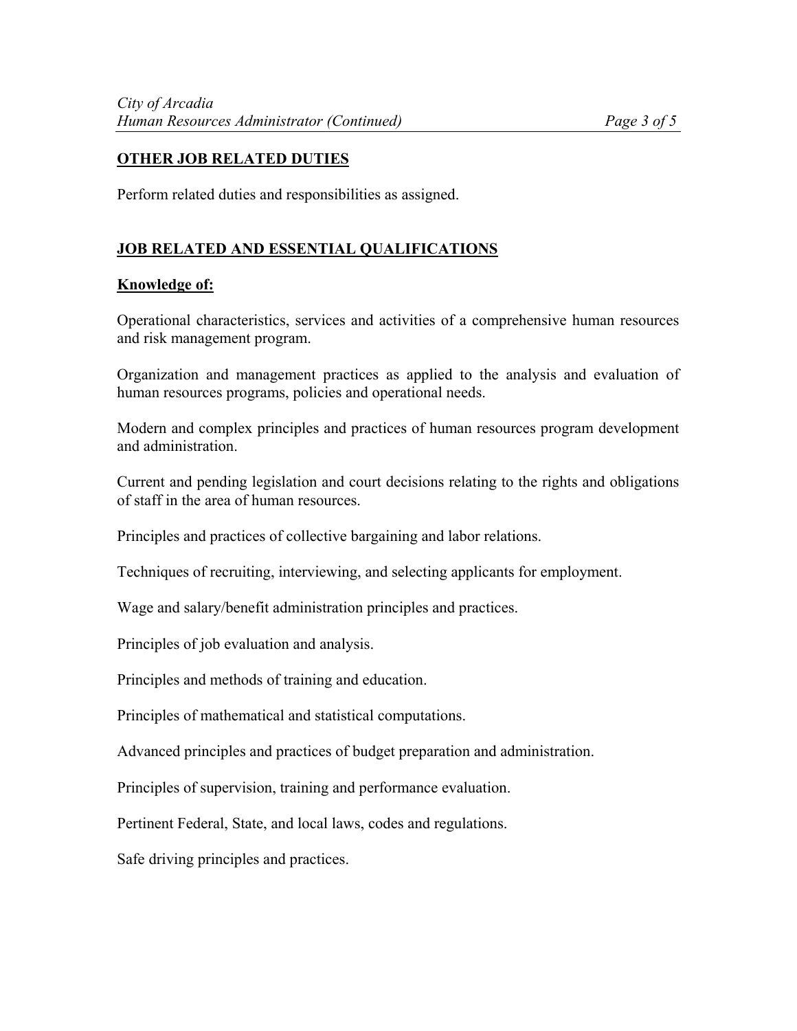## OTHER JOB RELATED DUTIES

Perform related duties and responsibilities as assigned.

## JOB RELATED AND ESSENTIAL QUALIFICATIONS

### Knowledge of:

Operational characteristics, services and activities of a comprehensive human resources and risk management program.

Organization and management practices as applied to the analysis and evaluation of human resources programs, policies and operational needs.

Modern and complex principles and practices of human resources program development and administration.

Current and pending legislation and court decisions relating to the rights and obligations of staff in the area of human resources.

Principles and practices of collective bargaining and labor relations.

Techniques of recruiting, interviewing, and selecting applicants for employment.

Wage and salary/benefit administration principles and practices.

Principles of job evaluation and analysis.

Principles and methods of training and education.

Principles of mathematical and statistical computations.

Advanced principles and practices of budget preparation and administration.

Principles of supervision, training and performance evaluation.

Pertinent Federal, State, and local laws, codes and regulations.

Safe driving principles and practices.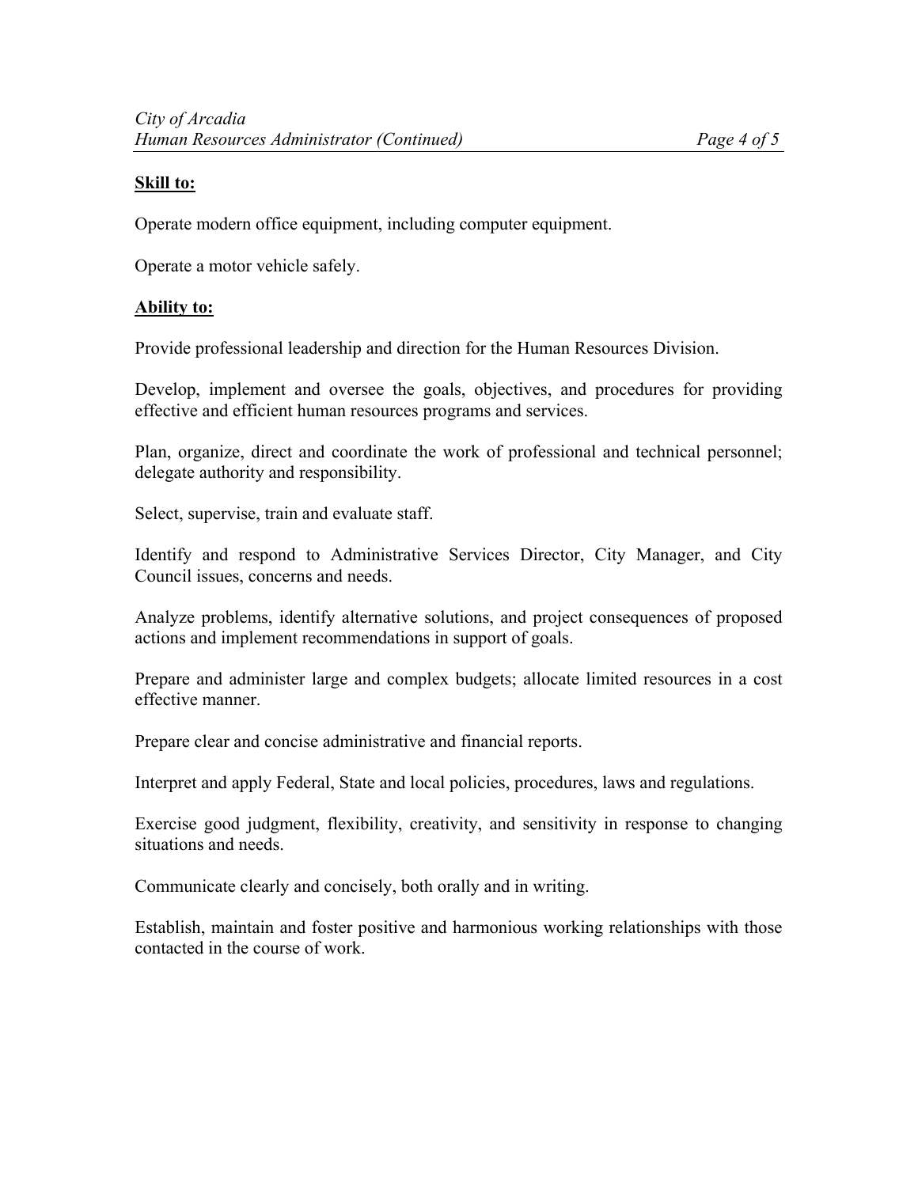**Skill to:**

Operate modern office equipment, including computer equipment.

Operate a motor vehicle safely.

**Ability to:**

Provide professional leadership and direction for the Human Resources Division.

Develop, implement and oversee the goals, objectives, and procedures for providing effective and efficient human resources programs and services.

Plan, organize, direct and coordinate the work of professional and technical personnel; delegate authority and responsibility.

Select, supervise, train and evaluate staff.

Identify and respond to Administrative Services Director, City Manager, and City Council issues, concerns and needs.

Analyze problems, identify alternative solutions, and project consequences of proposed actions and implement recommendations in support of goals.

Prepare and administer large and complex budgets; allocate limited resources in a cost effective manner.

Prepare clear and concise administrative and financial reports.

Interpret and apply Federal, State and local policies, procedures, laws and regulations.

Exercise good judgment, flexibility, creativity, and sensitivity in response to changing situations and needs.

Communicate clearly and concisely, both orally and in writing.

Establish, maintain and foster positive and harmonious working relationships with those contacted in the course of work.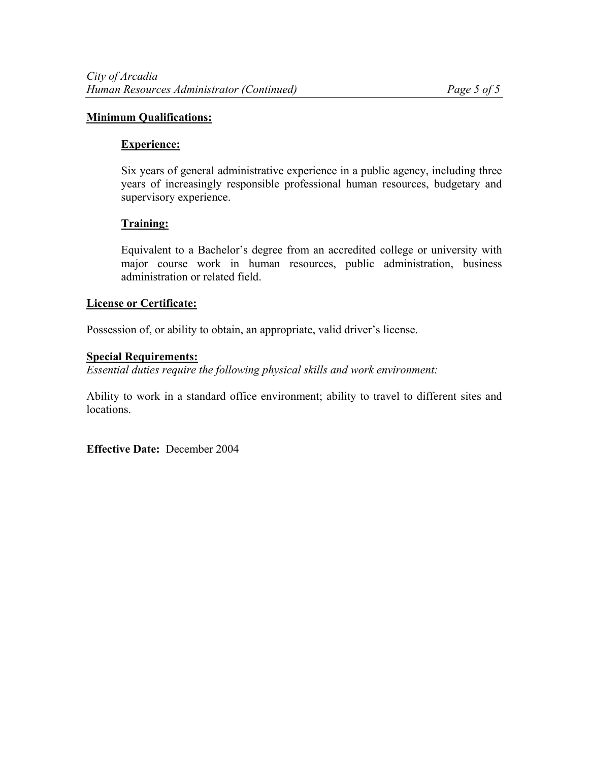**Minimum Qualifications:**

**Experience:**

Six years of general administrative experience in a public agency, including three years of increasingly responsible professional human resources, budgetary and supervisory experience.

**Training:**

Equivalent to a Bachelor's degree from an accredited college or university with major course work in human resources, public administration, business administration or related field.

**License or Certificate:**

Possession of, or ability to obtain, an appropriate, valid driver's license.

**Special Requirements:**

*Essential duties require the following physical skills and work environment:*

Ability to work in a standard office environment; ability to travel to different sites and locations.

**Effective Date:** December 2004